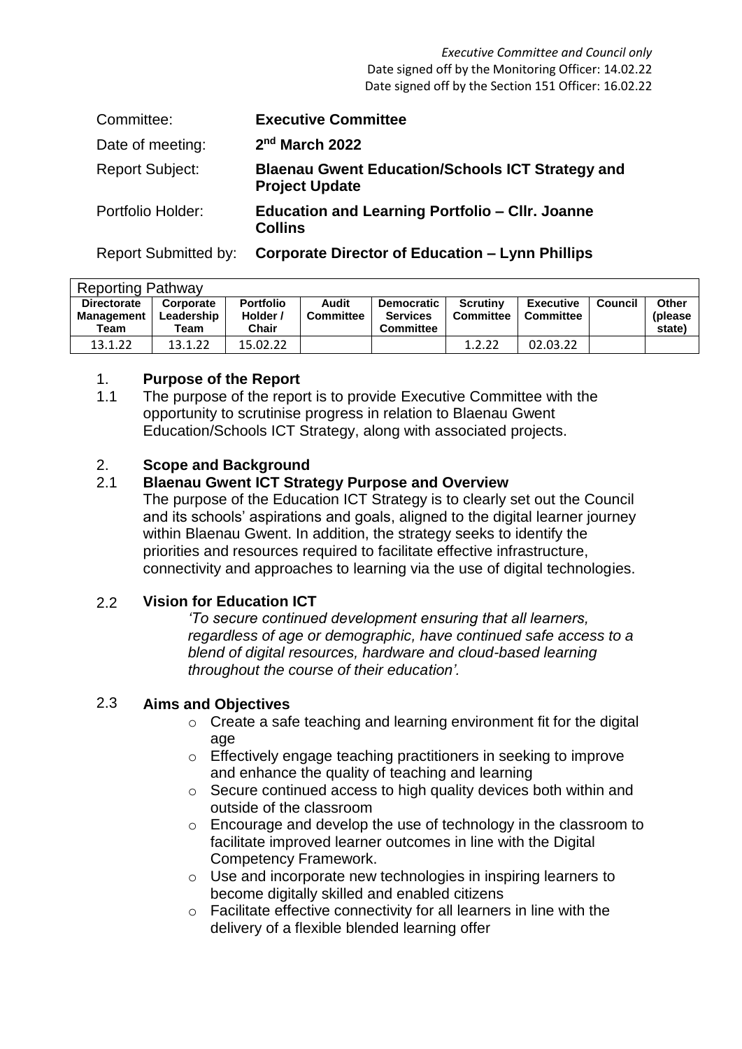*Executive Committee and Council only*
Date signed off by the Monitoring Officer: 14.02.22
Date signed off by the Section 151 Officer: 16.02.22

| | |
|---|---|
| Committee: | **Executive Committee** |
| Date of meeting: | **2nd March 2022** |
| Report Subject: | **Blaenau Gwent Education/Schools ICT Strategy and Project Update** |
| Portfolio Holder: | **Education and Learning Portfolio – Cllr. Joanne Collins** |
| Report Submitted by: | **Corporate Director of Education – Lynn Phillips** |

| Reporting Pathway | | | | | | | | |
|---|---|---|---|---|---|---|---|---|
| **Directorate Management Team** | **Corporate Leadership Team** | **Portfolio Holder / Chair** | **Audit Committee** | **Democratic Services Committee** | **Scrutiny Committee** | **Executive Committee** | **Council** | **Other (please state)** |
| 13.1.22 | 13.1.22 | 15.02.22 | | | 1.2.22 | 02.03.22 | | |

## 1. Purpose of the Report

1.1 The purpose of the report is to provide Executive Committee with the opportunity to scrutinise progress in relation to Blaenau Gwent Education/Schools ICT Strategy, along with associated projects.

## 2. Scope and Background

### 2.1 Blaenau Gwent ICT Strategy Purpose and Overview

The purpose of the Education ICT Strategy is to clearly set out the Council and its schools' aspirations and goals, aligned to the digital learner journey within Blaenau Gwent. In addition, the strategy seeks to identify the priorities and resources required to facilitate effective infrastructure, connectivity and approaches to learning via the use of digital technologies.

### 2.2 Vision for Education ICT

*'To secure continued development ensuring that all learners, regardless of age or demographic, have continued safe access to a blend of digital resources, hardware and cloud-based learning throughout the course of their education'.*

### 2.3 Aims and Objectives

- Create a safe teaching and learning environment fit for the digital age
- Effectively engage teaching practitioners in seeking to improve and enhance the quality of teaching and learning
- Secure continued access to high quality devices both within and outside of the classroom
- Encourage and develop the use of technology in the classroom to facilitate improved learner outcomes in line with the Digital Competency Framework.
- Use and incorporate new technologies in inspiring learners to become digitally skilled and enabled citizens
- Facilitate effective connectivity for all learners in line with the delivery of a flexible blended learning offer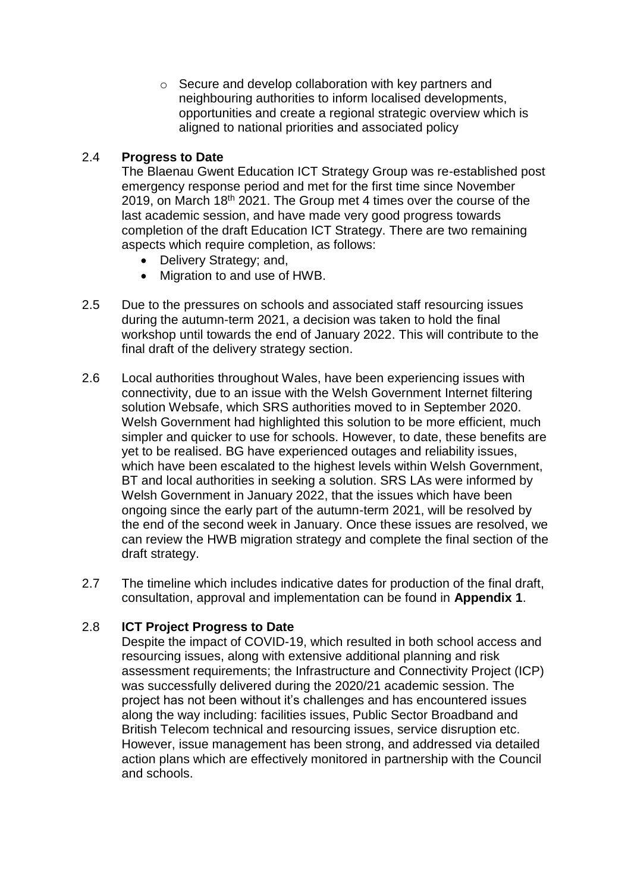- Secure and develop collaboration with key partners and neighbouring authorities to inform localised developments, opportunities and create a regional strategic overview which is aligned to national priorities and associated policy

2.4 **Progress to Date**

The Blaenau Gwent Education ICT Strategy Group was re-established post emergency response period and met for the first time since November 2019, on March 18th 2021. The Group met 4 times over the course of the last academic session, and have made very good progress towards completion of the draft Education ICT Strategy. There are two remaining aspects which require completion, as follows:

- Delivery Strategy; and,
- Migration to and use of HWB.

2.5 Due to the pressures on schools and associated staff resourcing issues during the autumn-term 2021, a decision was taken to hold the final workshop until towards the end of January 2022. This will contribute to the final draft of the delivery strategy section.

2.6 Local authorities throughout Wales, have been experiencing issues with connectivity, due to an issue with the Welsh Government Internet filtering solution Websafe, which SRS authorities moved to in September 2020. Welsh Government had highlighted this solution to be more efficient, much simpler and quicker to use for schools. However, to date, these benefits are yet to be realised. BG have experienced outages and reliability issues, which have been escalated to the highest levels within Welsh Government, BT and local authorities in seeking a solution. SRS LAs were informed by Welsh Government in January 2022, that the issues which have been ongoing since the early part of the autumn-term 2021, will be resolved by the end of the second week in January. Once these issues are resolved, we can review the HWB migration strategy and complete the final section of the draft strategy.

2.7 The timeline which includes indicative dates for production of the final draft, consultation, approval and implementation can be found in **Appendix 1**.

2.8 **ICT Project Progress to Date**

Despite the impact of COVID-19, which resulted in both school access and resourcing issues, along with extensive additional planning and risk assessment requirements; the Infrastructure and Connectivity Project (ICP) was successfully delivered during the 2020/21 academic session. The project has not been without it's challenges and has encountered issues along the way including: facilities issues, Public Sector Broadband and British Telecom technical and resourcing issues, service disruption etc. However, issue management has been strong, and addressed via detailed action plans which are effectively monitored in partnership with the Council and schools.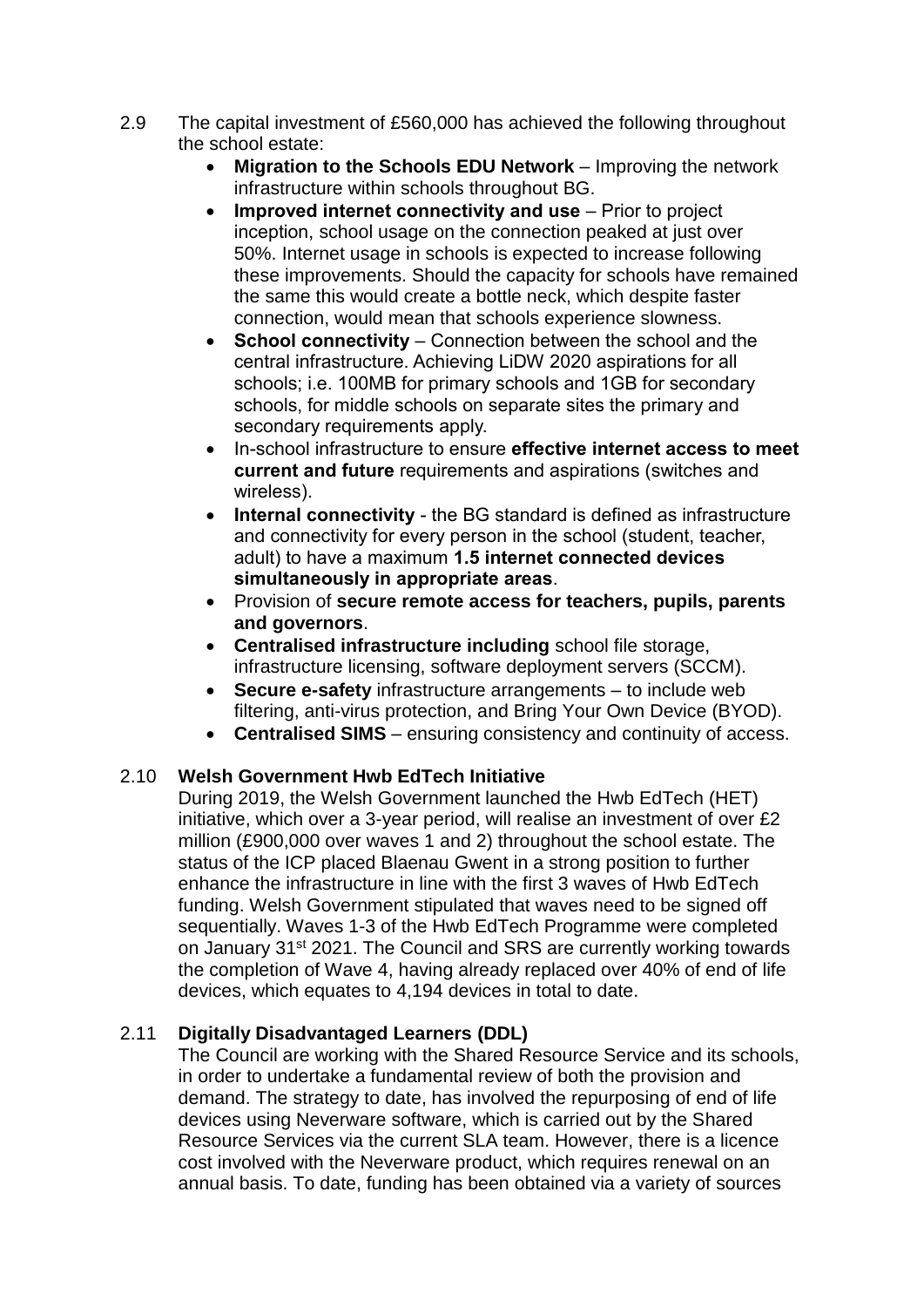2.9 The capital investment of £560,000 has achieved the following throughout the school estate:

- **Migration to the Schools EDU Network** – Improving the network infrastructure within schools throughout BG.
- **Improved internet connectivity and use** – Prior to project inception, school usage on the connection peaked at just over 50%. Internet usage in schools is expected to increase following these improvements. Should the capacity for schools have remained the same this would create a bottle neck, which despite faster connection, would mean that schools experience slowness.
- **School connectivity** – Connection between the school and the central infrastructure. Achieving LiDW 2020 aspirations for all schools; i.e. 100MB for primary schools and 1GB for secondary schools, for middle schools on separate sites the primary and secondary requirements apply.
- In-school infrastructure to ensure **effective internet access to meet current and future** requirements and aspirations (switches and wireless).
- **Internal connectivity** - the BG standard is defined as infrastructure and connectivity for every person in the school (student, teacher, adult) to have a maximum **1.5 internet connected devices simultaneously in appropriate areas**.
- Provision of **secure remote access for teachers, pupils, parents and governors**.
- **Centralised infrastructure including** school file storage, infrastructure licensing, software deployment servers (SCCM).
- **Secure e-safety** infrastructure arrangements – to include web filtering, anti-virus protection, and Bring Your Own Device (BYOD).
- **Centralised SIMS** – ensuring consistency and continuity of access.

2.10 **Welsh Government Hwb EdTech Initiative**

During 2019, the Welsh Government launched the Hwb EdTech (HET) initiative, which over a 3-year period, will realise an investment of over £2 million (£900,000 over waves 1 and 2) throughout the school estate. The status of the ICP placed Blaenau Gwent in a strong position to further enhance the infrastructure in line with the first 3 waves of Hwb EdTech funding. Welsh Government stipulated that waves need to be signed off sequentially. Waves 1-3 of the Hwb EdTech Programme were completed on January 31st 2021. The Council and SRS are currently working towards the completion of Wave 4, having already replaced over 40% of end of life devices, which equates to 4,194 devices in total to date.

2.11 **Digitally Disadvantaged Learners (DDL)**

The Council are working with the Shared Resource Service and its schools, in order to undertake a fundamental review of both the provision and demand. The strategy to date, has involved the repurposing of end of life devices using Neverware software, which is carried out by the Shared Resource Services via the current SLA team. However, there is a licence cost involved with the Neverware product, which requires renewal on an annual basis. To date, funding has been obtained via a variety of sources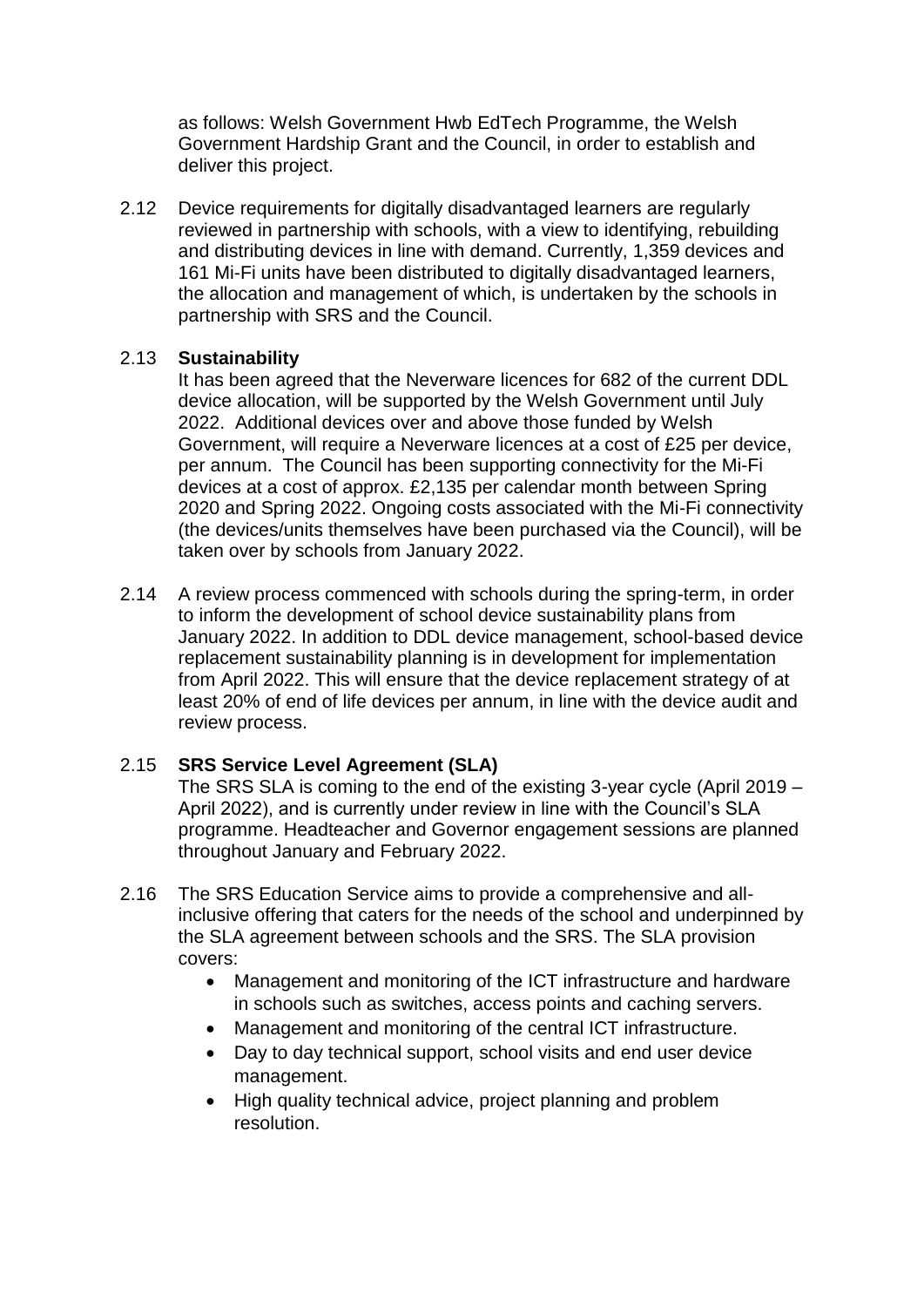as follows: Welsh Government Hwb EdTech Programme, the Welsh Government Hardship Grant and the Council, in order to establish and deliver this project.

2.12 Device requirements for digitally disadvantaged learners are regularly reviewed in partnership with schools, with a view to identifying, rebuilding and distributing devices in line with demand. Currently, 1,359 devices and 161 Mi-Fi units have been distributed to digitally disadvantaged learners, the allocation and management of which, is undertaken by the schools in partnership with SRS and the Council.

2.13 **Sustainability**

It has been agreed that the Neverware licences for 682 of the current DDL device allocation, will be supported by the Welsh Government until July 2022. Additional devices over and above those funded by Welsh Government, will require a Neverware licences at a cost of £25 per device, per annum. The Council has been supporting connectivity for the Mi-Fi devices at a cost of approx. £2,135 per calendar month between Spring 2020 and Spring 2022. Ongoing costs associated with the Mi-Fi connectivity (the devices/units themselves have been purchased via the Council), will be taken over by schools from January 2022.

2.14 A review process commenced with schools during the spring-term, in order to inform the development of school device sustainability plans from January 2022. In addition to DDL device management, school-based device replacement sustainability planning is in development for implementation from April 2022. This will ensure that the device replacement strategy of at least 20% of end of life devices per annum, in line with the device audit and review process.

2.15 **SRS Service Level Agreement (SLA)**

The SRS SLA is coming to the end of the existing 3-year cycle (April 2019 – April 2022), and is currently under review in line with the Council's SLA programme. Headteacher and Governor engagement sessions are planned throughout January and February 2022.

2.16 The SRS Education Service aims to provide a comprehensive and all-inclusive offering that caters for the needs of the school and underpinned by the SLA agreement between schools and the SRS. The SLA provision covers:

- Management and monitoring of the ICT infrastructure and hardware in schools such as switches, access points and caching servers.
- Management and monitoring of the central ICT infrastructure.
- Day to day technical support, school visits and end user device management.
- High quality technical advice, project planning and problem resolution.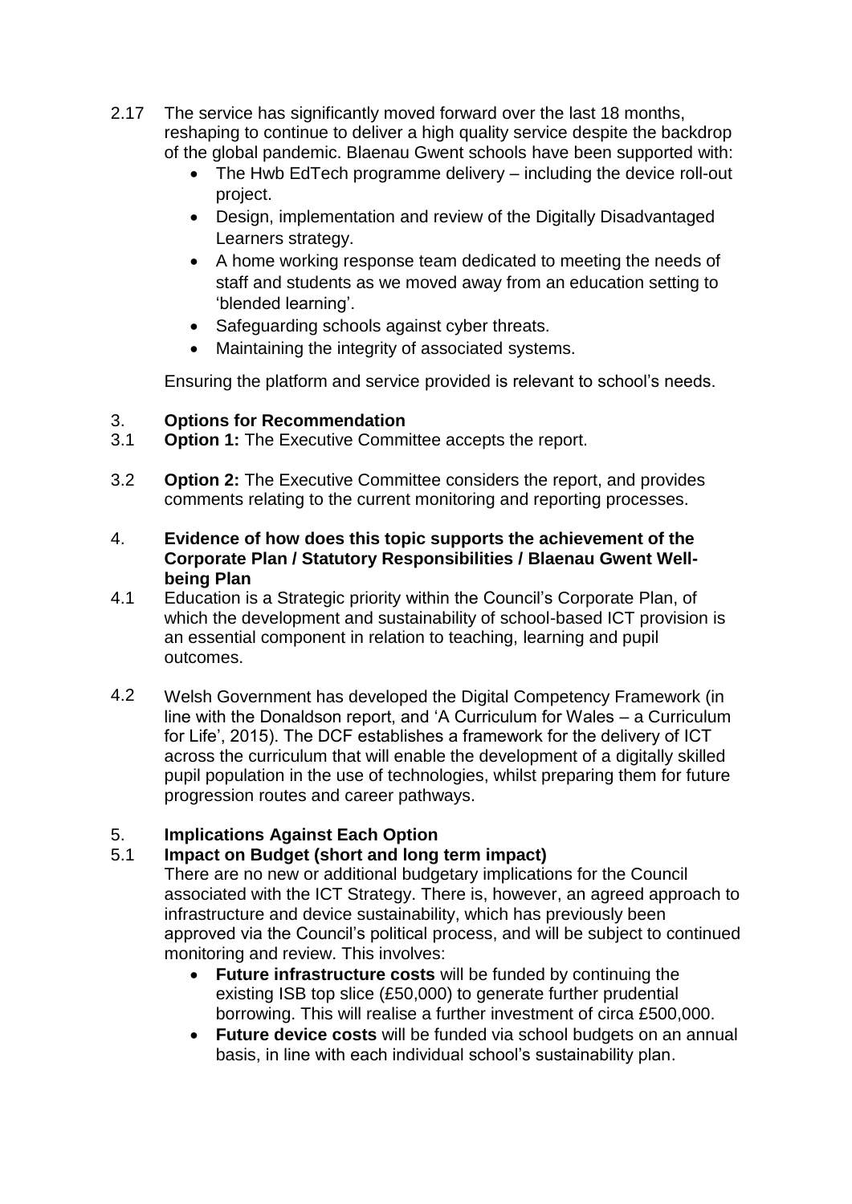2.17 The service has significantly moved forward over the last 18 months, reshaping to continue to deliver a high quality service despite the backdrop of the global pandemic. Blaenau Gwent schools have been supported with:

- The Hwb EdTech programme delivery – including the device roll-out project.
- Design, implementation and review of the Digitally Disadvantaged Learners strategy.
- A home working response team dedicated to meeting the needs of staff and students as we moved away from an education setting to 'blended learning'.
- Safeguarding schools against cyber threats.
- Maintaining the integrity of associated systems.

Ensuring the platform and service provided is relevant to school's needs.

## 3. Options for Recommendation

3.1 **Option 1:** The Executive Committee accepts the report.

3.2 **Option 2:** The Executive Committee considers the report, and provides comments relating to the current monitoring and reporting processes.

## 4. Evidence of how does this topic supports the achievement of the Corporate Plan / Statutory Responsibilities / Blaenau Gwent Well-being Plan

4.1 Education is a Strategic priority within the Council's Corporate Plan, of which the development and sustainability of school-based ICT provision is an essential component in relation to teaching, learning and pupil outcomes.

4.2 Welsh Government has developed the Digital Competency Framework (in line with the Donaldson report, and 'A Curriculum for Wales – a Curriculum for Life', 2015). The DCF establishes a framework for the delivery of ICT across the curriculum that will enable the development of a digitally skilled pupil population in the use of technologies, whilst preparing them for future progression routes and career pathways.

## 5. Implications Against Each Option

### 5.1 Impact on Budget (short and long term impact)

There are no new or additional budgetary implications for the Council associated with the ICT Strategy. There is, however, an agreed approach to infrastructure and device sustainability, which has previously been approved via the Council's political process, and will be subject to continued monitoring and review. This involves:

- **Future infrastructure costs** will be funded by continuing the existing ISB top slice (£50,000) to generate further prudential borrowing. This will realise a further investment of circa £500,000.
- **Future device costs** will be funded via school budgets on an annual basis, in line with each individual school's sustainability plan.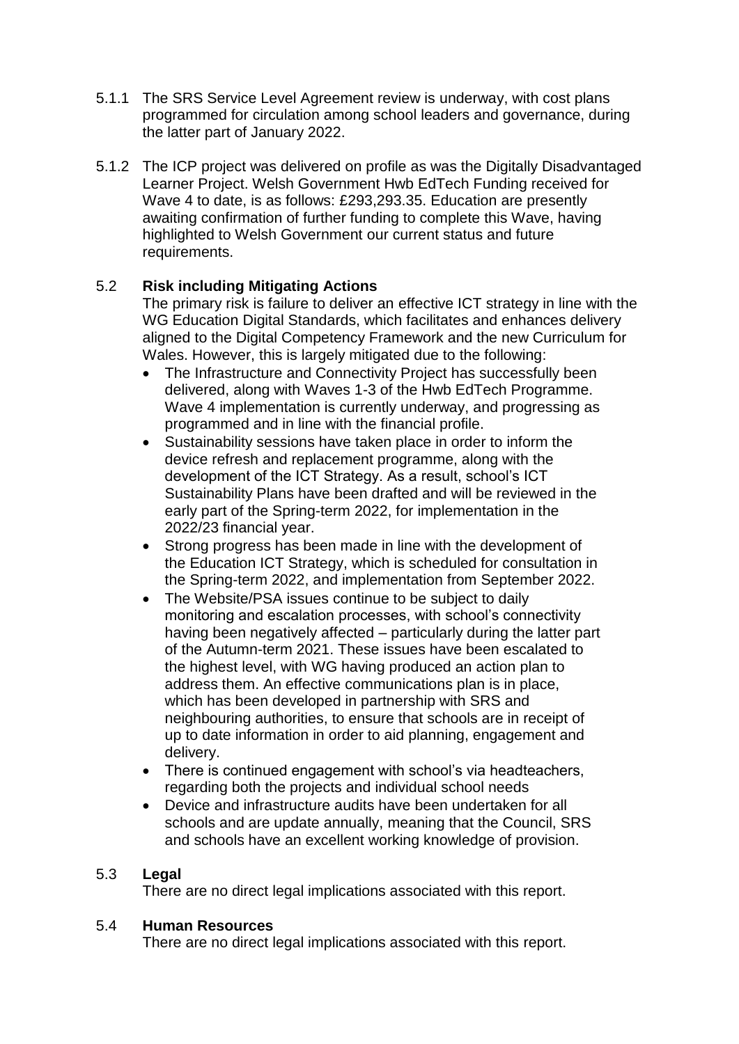5.1.1 The SRS Service Level Agreement review is underway, with cost plans programmed for circulation among school leaders and governance, during the latter part of January 2022.

5.1.2 The ICP project was delivered on profile as was the Digitally Disadvantaged Learner Project. Welsh Government Hwb EdTech Funding received for Wave 4 to date, is as follows: £293,293.35. Education are presently awaiting confirmation of further funding to complete this Wave, having highlighted to Welsh Government our current status and future requirements.

## 5.2 Risk including Mitigating Actions

The primary risk is failure to deliver an effective ICT strategy in line with the WG Education Digital Standards, which facilitates and enhances delivery aligned to the Digital Competency Framework and the new Curriculum for Wales. However, this is largely mitigated due to the following:

- The Infrastructure and Connectivity Project has successfully been delivered, along with Waves 1-3 of the Hwb EdTech Programme. Wave 4 implementation is currently underway, and progressing as programmed and in line with the financial profile.
- Sustainability sessions have taken place in order to inform the device refresh and replacement programme, along with the development of the ICT Strategy. As a result, school's ICT Sustainability Plans have been drafted and will be reviewed in the early part of the Spring-term 2022, for implementation in the 2022/23 financial year.
- Strong progress has been made in line with the development of the Education ICT Strategy, which is scheduled for consultation in the Spring-term 2022, and implementation from September 2022.
- The Website/PSA issues continue to be subject to daily monitoring and escalation processes, with school's connectivity having been negatively affected – particularly during the latter part of the Autumn-term 2021. These issues have been escalated to the highest level, with WG having produced an action plan to address them. An effective communications plan is in place, which has been developed in partnership with SRS and neighbouring authorities, to ensure that schools are in receipt of up to date information in order to aid planning, engagement and delivery.
- There is continued engagement with school's via headteachers, regarding both the projects and individual school needs
- Device and infrastructure audits have been undertaken for all schools and are update annually, meaning that the Council, SRS and schools have an excellent working knowledge of provision.

## 5.3 Legal

There are no direct legal implications associated with this report.

## 5.4 Human Resources

There are no direct legal implications associated with this report.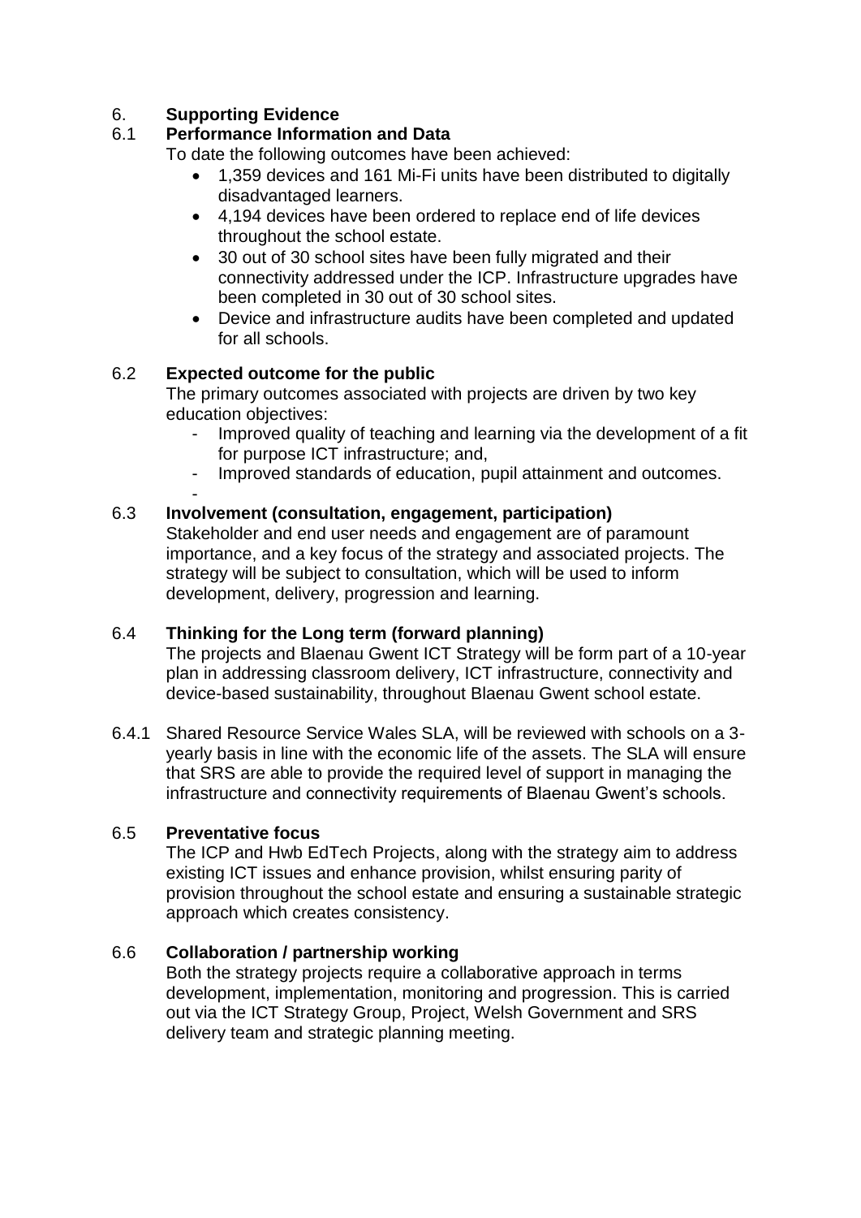## 6. Supporting Evidence

### 6.1 Performance Information and Data

To date the following outcomes have been achieved:

- 1,359 devices and 161 Mi-Fi units have been distributed to digitally disadvantaged learners.
- 4,194 devices have been ordered to replace end of life devices throughout the school estate.
- 30 out of 30 school sites have been fully migrated and their connectivity addressed under the ICP. Infrastructure upgrades have been completed in 30 out of 30 school sites.
- Device and infrastructure audits have been completed and updated for all schools.

### 6.2 Expected outcome for the public

The primary outcomes associated with projects are driven by two key education objectives:

- Improved quality of teaching and learning via the development of a fit for purpose ICT infrastructure; and,
- Improved standards of education, pupil attainment and outcomes.
-

### 6.3 Involvement (consultation, engagement, participation)

Stakeholder and end user needs and engagement are of paramount importance, and a key focus of the strategy and associated projects. The strategy will be subject to consultation, which will be used to inform development, delivery, progression and learning.

### 6.4 Thinking for the Long term (forward planning)

The projects and Blaenau Gwent ICT Strategy will be form part of a 10-year plan in addressing classroom delivery, ICT infrastructure, connectivity and device-based sustainability, throughout Blaenau Gwent school estate.

6.4.1 Shared Resource Service Wales SLA, will be reviewed with schools on a 3-yearly basis in line with the economic life of the assets. The SLA will ensure that SRS are able to provide the required level of support in managing the infrastructure and connectivity requirements of Blaenau Gwent's schools.

### 6.5 Preventative focus

The ICP and Hwb EdTech Projects, along with the strategy aim to address existing ICT issues and enhance provision, whilst ensuring parity of provision throughout the school estate and ensuring a sustainable strategic approach which creates consistency.

### 6.6 Collaboration / partnership working

Both the strategy projects require a collaborative approach in terms development, implementation, monitoring and progression. This is carried out via the ICT Strategy Group, Project, Welsh Government and SRS delivery team and strategic planning meeting.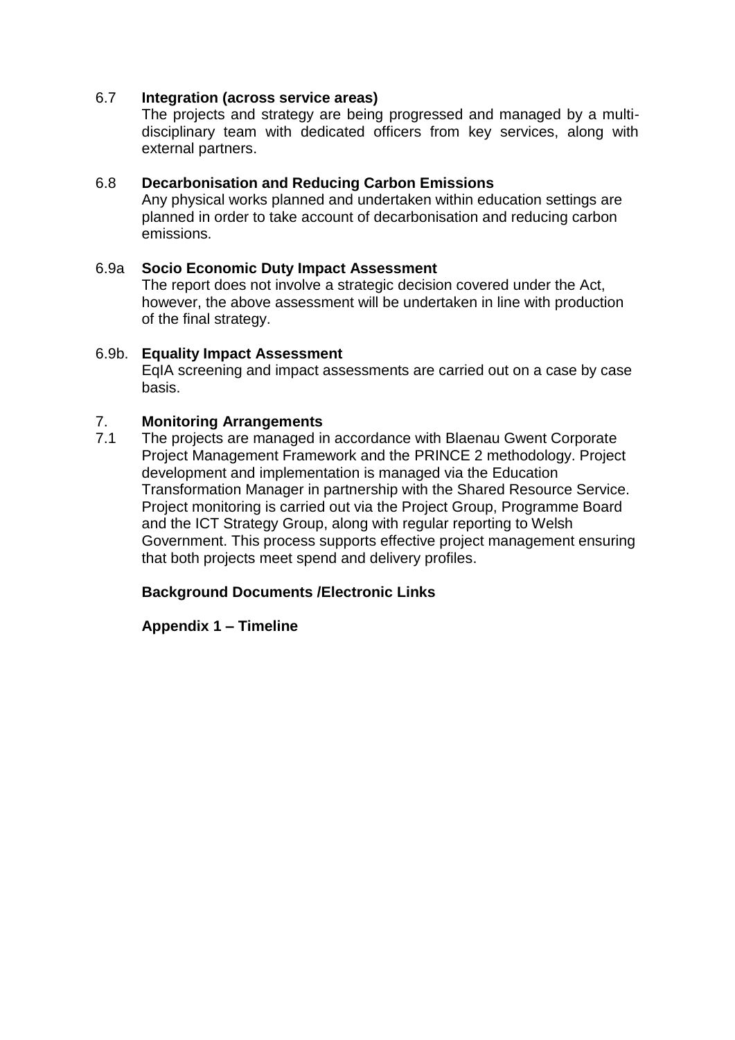6.7 **Integration (across service areas)**

The projects and strategy are being progressed and managed by a multi-disciplinary team with dedicated officers from key services, along with external partners.

6.8 **Decarbonisation and Reducing Carbon Emissions**

Any physical works planned and undertaken within education settings are planned in order to take account of decarbonisation and reducing carbon emissions.

6.9a **Socio Economic Duty Impact Assessment**

The report does not involve a strategic decision covered under the Act, however, the above assessment will be undertaken in line with production of the final strategy.

6.9b. **Equality Impact Assessment**

EqIA screening and impact assessments are carried out on a case by case basis.

7. **Monitoring Arrangements**

7.1 The projects are managed in accordance with Blaenau Gwent Corporate Project Management Framework and the PRINCE 2 methodology. Project development and implementation is managed via the Education Transformation Manager in partnership with the Shared Resource Service. Project monitoring is carried out via the Project Group, Programme Board and the ICT Strategy Group, along with regular reporting to Welsh Government. This process supports effective project management ensuring that both projects meet spend and delivery profiles.

**Background Documents /Electronic Links**

**Appendix 1 – Timeline**